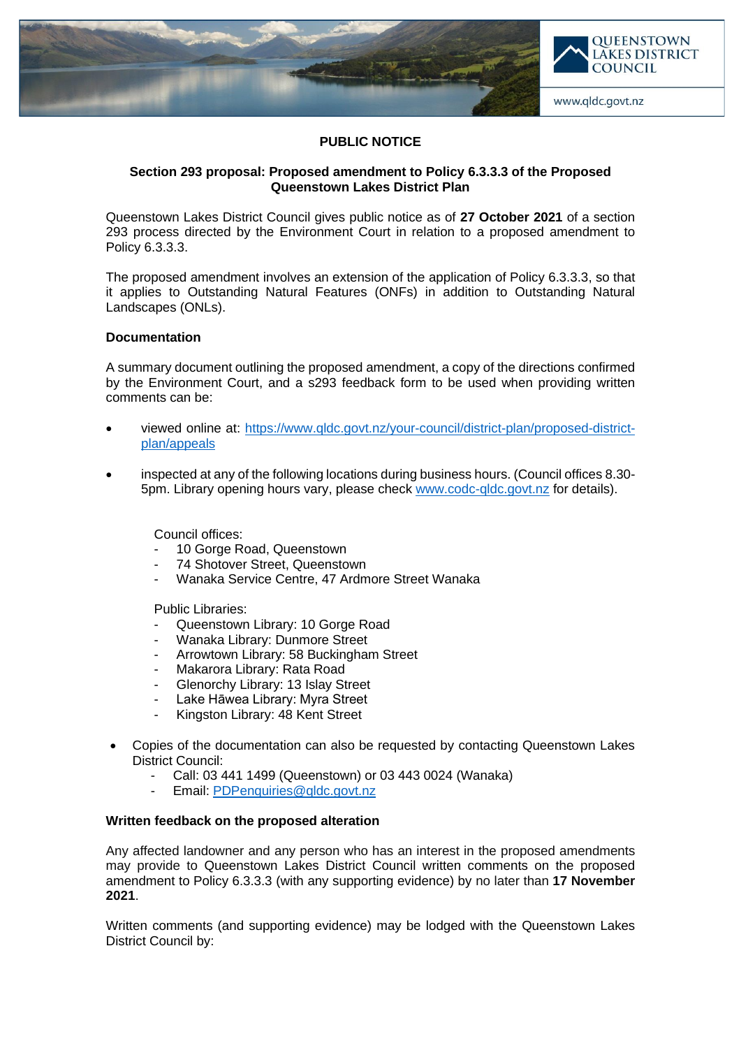QUEENSTOWN LAKES DISTRICT COUNCIL

www.qldc.govt.nz

# PUBLIC NOTICE

## Section 293 proposal: Proposed amendment to Policy 6.3.3.3 of the Proposed Queenstown Lakes District Plan

Queenstown Lakes District Council gives public notice as of **27 October 2021** of a section 293 process directed by the Environment Court in relation to a proposed amendment to Policy 6.3.3.3.

The proposed amendment involves an extension of the application of Policy 6.3.3.3, so that it applies to Outstanding Natural Features (ONFs) in addition to Outstanding Natural Landscapes (ONLs).

### Documentation

A summary document outlining the proposed amendment, a copy of the directions confirmed by the Environment Court, and a s293 feedback form to be used when providing written comments can be:

- viewed online at: https://www.qldc.govt.nz/your-council/district-plan/proposed-district-plan/appeals
- inspected at any of the following locations during business hours. (Council offices 8.30-5pm. Library opening hours vary, please check www.codc-qldc.govt.nz for details).

  Council offices:
  - 10 Gorge Road, Queenstown
  - 74 Shotover Street, Queenstown
  - Wanaka Service Centre, 47 Ardmore Street Wanaka

  Public Libraries:
  - Queenstown Library: 10 Gorge Road
  - Wanaka Library: Dunmore Street
  - Arrowtown Library: 58 Buckingham Street
  - Makarora Library: Rata Road
  - Glenorchy Library: 13 Islay Street
  - Lake Hāwea Library: Myra Street
  - Kingston Library: 48 Kent Street

- Copies of the documentation can also be requested by contacting Queenstown Lakes District Council:
  - Call: 03 441 1499 (Queenstown) or 03 443 0024 (Wanaka)
  - Email: PDPenquiries@qldc.govt.nz

### Written feedback on the proposed alteration

Any affected landowner and any person who has an interest in the proposed amendments may provide to Queenstown Lakes District Council written comments on the proposed amendment to Policy 6.3.3.3 (with any supporting evidence) by no later than **17 November 2021**.

Written comments (and supporting evidence) may be lodged with the Queenstown Lakes District Council by: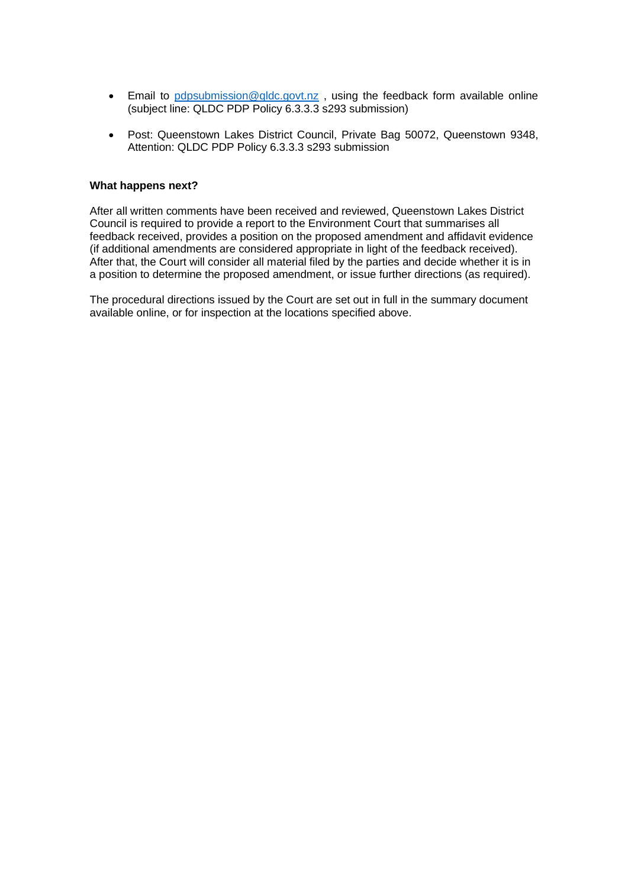- Email to [pdpsubmission@qldc.govt.nz](mailto:pdpsubmission@qldc.govt.nz) , using the feedback form available online (subject line: QLDC PDP Policy 6.3.3.3 s293 submission)
- Post: Queenstown Lakes District Council, Private Bag 50072, Queenstown 9348, Attention: QLDC PDP Policy 6.3.3.3 s293 submission

**What happens next?**

After all written comments have been received and reviewed, Queenstown Lakes District Council is required to provide a report to the Environment Court that summarises all feedback received, provides a position on the proposed amendment and affidavit evidence (if additional amendments are considered appropriate in light of the feedback received). After that, the Court will consider all material filed by the parties and decide whether it is in a position to determine the proposed amendment, or issue further directions (as required).

The procedural directions issued by the Court are set out in full in the summary document available online, or for inspection at the locations specified above.